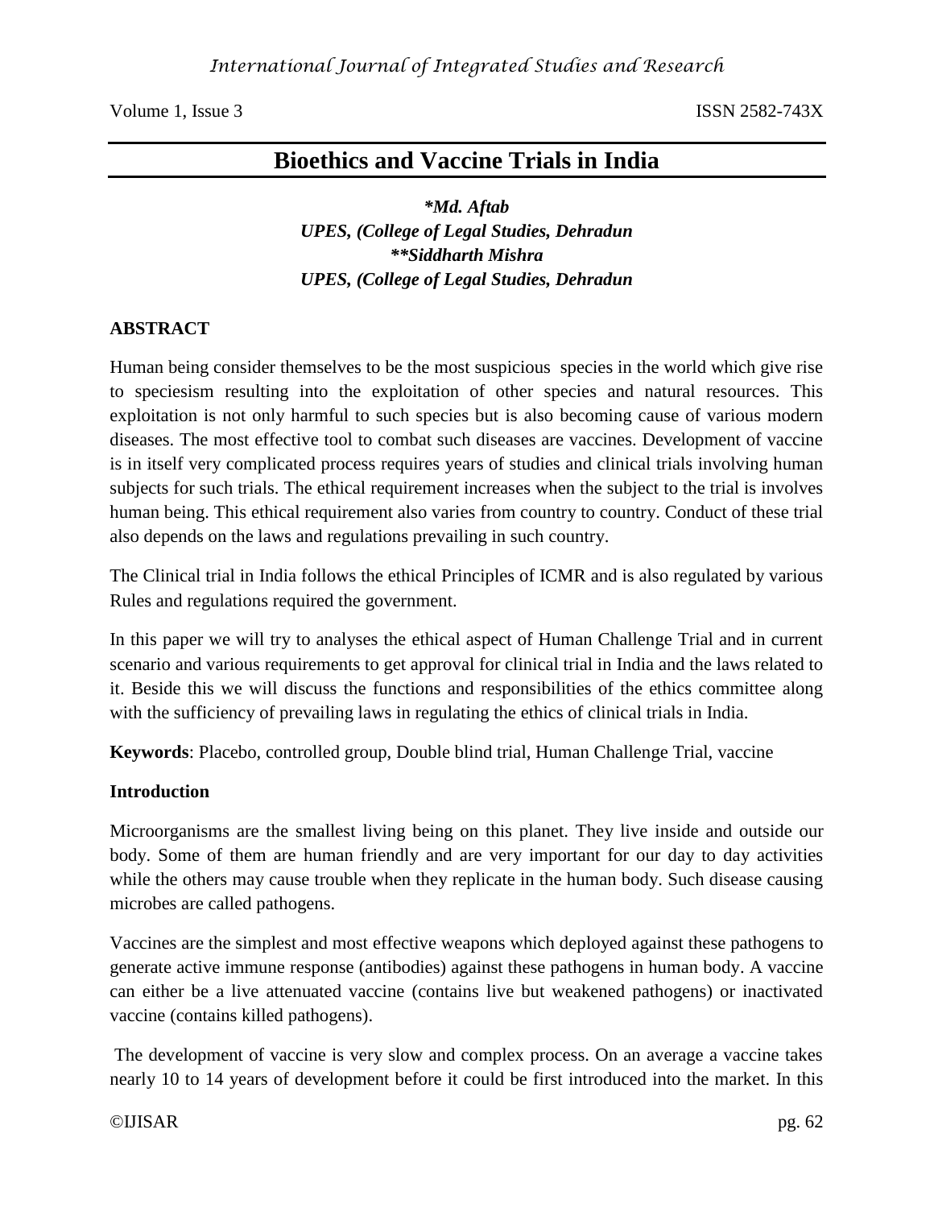# Bioethics and Vaccine Trials in India

***Md. Aftab**
***UPES, (College of Legal Studies, Dehradun***
****Siddharth Mishra**
***UPES, (College of Legal Studies, Dehradun***

## ABSTRACT

Human being consider themselves to be the most suspicious species in the world which give rise to speciesism resulting into the exploitation of other species and natural resources. This exploitation is not only harmful to such species but is also becoming cause of various modern diseases. The most effective tool to combat such diseases are vaccines. Development of vaccine is in itself very complicated process requires years of studies and clinical trials involving human subjects for such trials. The ethical requirement increases when the subject to the trial is involves human being. This ethical requirement also varies from country to country. Conduct of these trial also depends on the laws and regulations prevailing in such country.

The Clinical trial in India follows the ethical Principles of ICMR and is also regulated by various Rules and regulations required the government.

In this paper we will try to analyses the ethical aspect of Human Challenge Trial and in current scenario and various requirements to get approval for clinical trial in India and the laws related to it. Beside this we will discuss the functions and responsibilities of the ethics committee along with the sufficiency of prevailing laws in regulating the ethics of clinical trials in India.

**Keywords**: Placebo, controlled group, Double blind trial, Human Challenge Trial, vaccine

## Introduction

Microorganisms are the smallest living being on this planet. They live inside and outside our body. Some of them are human friendly and are very important for our day to day activities while the others may cause trouble when they replicate in the human body. Such disease causing microbes are called pathogens.

Vaccines are the simplest and most effective weapons which deployed against these pathogens to generate active immune response (antibodies) against these pathogens in human body. A vaccine can either be a live attenuated vaccine (contains live but weakened pathogens) or inactivated vaccine (contains killed pathogens).

The development of vaccine is very slow and complex process. On an average a vaccine takes nearly 10 to 14 years of development before it could be first introduced into the market. In this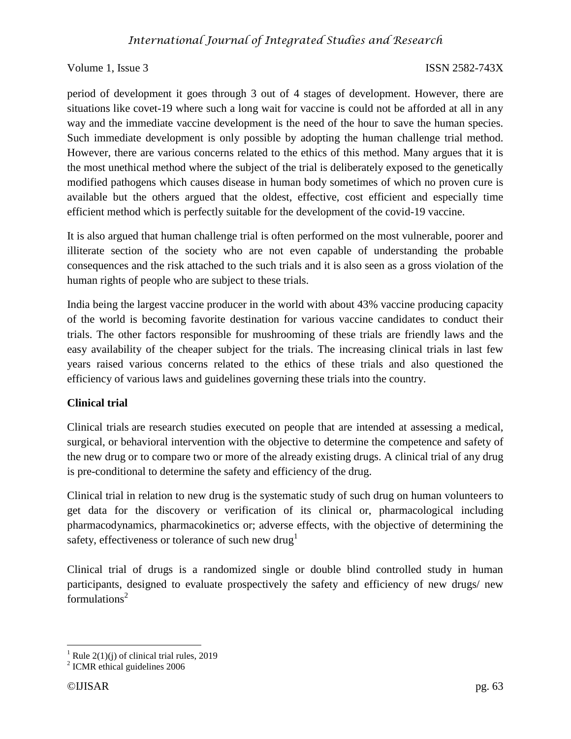period of development it goes through 3 out of 4 stages of development. However, there are situations like covet-19 where such a long wait for vaccine is could not be afforded at all in any way and the immediate vaccine development is the need of the hour to save the human species. Such immediate development is only possible by adopting the human challenge trial method. However, there are various concerns related to the ethics of this method. Many argues that it is the most unethical method where the subject of the trial is deliberately exposed to the genetically modified pathogens which causes disease in human body sometimes of which no proven cure is available but the others argued that the oldest, effective, cost efficient and especially time efficient method which is perfectly suitable for the development of the covid-19 vaccine.

It is also argued that human challenge trial is often performed on the most vulnerable, poorer and illiterate section of the society who are not even capable of understanding the probable consequences and the risk attached to the such trials and it is also seen as a gross violation of the human rights of people who are subject to these trials.

India being the largest vaccine producer in the world with about 43% vaccine producing capacity of the world is becoming favorite destination for various vaccine candidates to conduct their trials. The other factors responsible for mushrooming of these trials are friendly laws and the easy availability of the cheaper subject for the trials. The increasing clinical trials in last few years raised various concerns related to the ethics of these trials and also questioned the efficiency of various laws and guidelines governing these trials into the country.

**Clinical trial**

Clinical trials are research studies executed on people that are intended at assessing a medical, surgical, or behavioral intervention with the objective to determine the competence and safety of the new drug or to compare two or more of the already existing drugs. A clinical trial of any drug is pre-conditional to determine the safety and efficiency of the drug.

Clinical trial in relation to new drug is the systematic study of such drug on human volunteers to get data for the discovery or verification of its clinical or, pharmacological including pharmacodynamics, pharmacokinetics or; adverse effects, with the objective of determining the safety, effectiveness or tolerance of such new drug[1]

Clinical trial of drugs is a randomized single or double blind controlled study in human participants, designed to evaluate prospectively the safety and efficiency of new drugs/ new formulations[2]

---

[1] Rule 2(1)(j) of clinical trial rules, 2019

[2] ICMR ethical guidelines 2006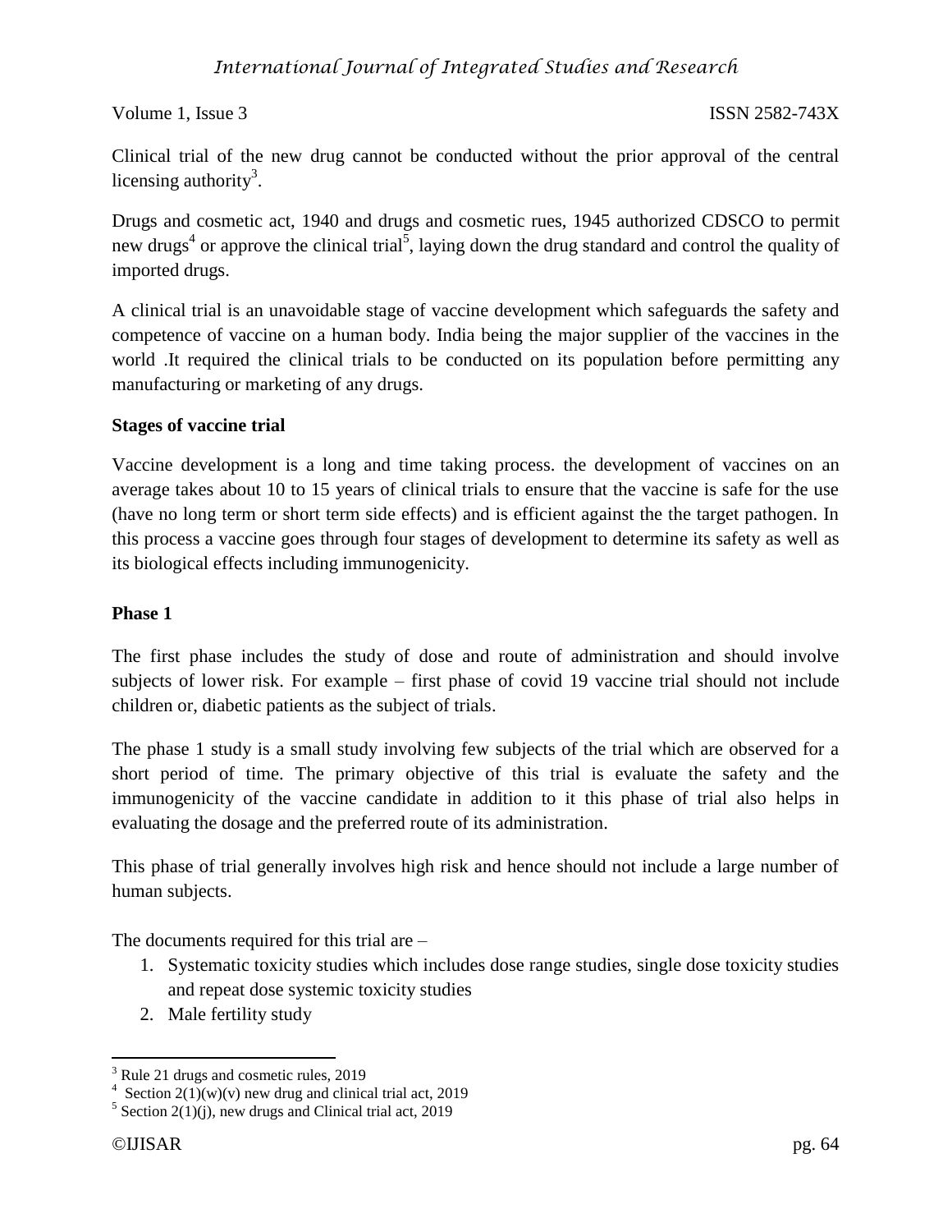Clinical trial of the new drug cannot be conducted without the prior approval of the central licensing authority[3].

Drugs and cosmetic act, 1940 and drugs and cosmetic rues, 1945 authorized CDSCO to permit new drugs[4] or approve the clinical trial[5], laying down the drug standard and control the quality of imported drugs.

A clinical trial is an unavoidable stage of vaccine development which safeguards the safety and competence of vaccine on a human body. India being the major supplier of the vaccines in the world .It required the clinical trials to be conducted on its population before permitting any manufacturing or marketing of any drugs.

**Stages of vaccine trial**

Vaccine development is a long and time taking process. the development of vaccines on an average takes about 10 to 15 years of clinical trials to ensure that the vaccine is safe for the use (have no long term or short term side effects) and is efficient against the the target pathogen. In this process a vaccine goes through four stages of development to determine its safety as well as its biological effects including immunogenicity.

**Phase 1**

The first phase includes the study of dose and route of administration and should involve subjects of lower risk. For example – first phase of covid 19 vaccine trial should not include children or, diabetic patients as the subject of trials.

The phase 1 study is a small study involving few subjects of the trial which are observed for a short period of time. The primary objective of this trial is evaluate the safety and the immunogenicity of the vaccine candidate in addition to it this phase of trial also helps in evaluating the dosage and the preferred route of its administration.

This phase of trial generally involves high risk and hence should not include a large number of human subjects.

The documents required for this trial are –

1. Systematic toxicity studies which includes dose range studies, single dose toxicity studies and repeat dose systemic toxicity studies
2. Male fertility study

---

[3] Rule 21 drugs and cosmetic rules, 2019

[4] Section 2(1)(w)(v) new drug and clinical trial act, 2019

[5] Section 2(1)(j), new drugs and Clinical trial act, 2019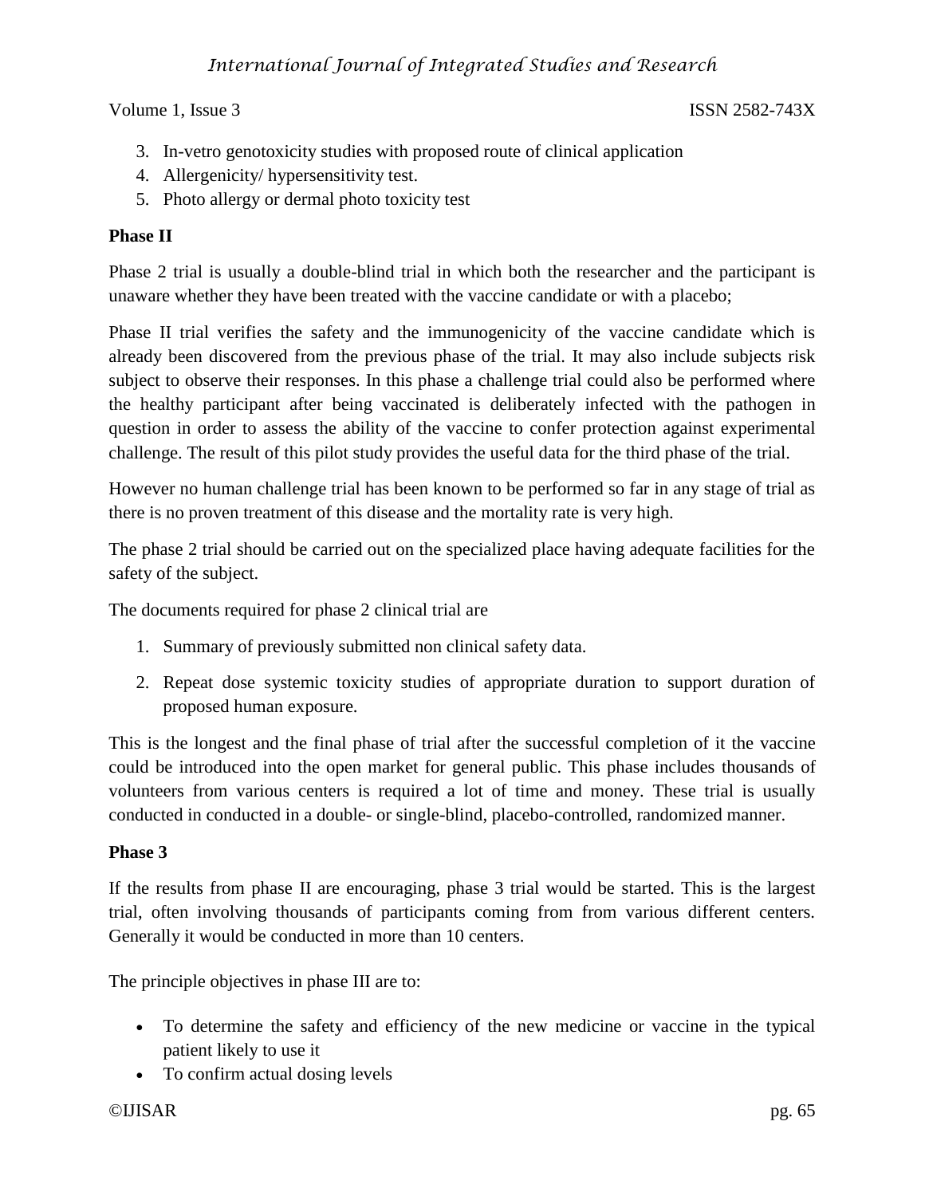3. In-vetro genotoxicity studies with proposed route of clinical application
4. Allergenicity/ hypersensitivity test.
5. Photo allergy or dermal photo toxicity test

**Phase II**

Phase 2 trial is usually a double-blind trial in which both the researcher and the participant is unaware whether they have been treated with the vaccine candidate or with a placebo;

Phase II trial verifies the safety and the immunogenicity of the vaccine candidate which is already been discovered from the previous phase of the trial. It may also include subjects risk subject to observe their responses. In this phase a challenge trial could also be performed where the healthy participant after being vaccinated is deliberately infected with the pathogen in question in order to assess the ability of the vaccine to confer protection against experimental challenge. The result of this pilot study provides the useful data for the third phase of the trial.

However no human challenge trial has been known to be performed so far in any stage of trial as there is no proven treatment of this disease and the mortality rate is very high.

The phase 2 trial should be carried out on the specialized place having adequate facilities for the safety of the subject.

The documents required for phase 2 clinical trial are

1. Summary of previously submitted non clinical safety data.
2. Repeat dose systemic toxicity studies of appropriate duration to support duration of proposed human exposure.

This is the longest and the final phase of trial after the successful completion of it the vaccine could be introduced into the open market for general public. This phase includes thousands of volunteers from various centers is required a lot of time and money. These trial is usually conducted in conducted in a double- or single-blind, placebo-controlled, randomized manner.

**Phase 3**

If the results from phase II are encouraging, phase 3 trial would be started. This is the largest trial, often involving thousands of participants coming from from various different centers. Generally it would be conducted in more than 10 centers.

The principle objectives in phase III are to:

- To determine the safety and efficiency of the new medicine or vaccine in the typical patient likely to use it
- To confirm actual dosing levels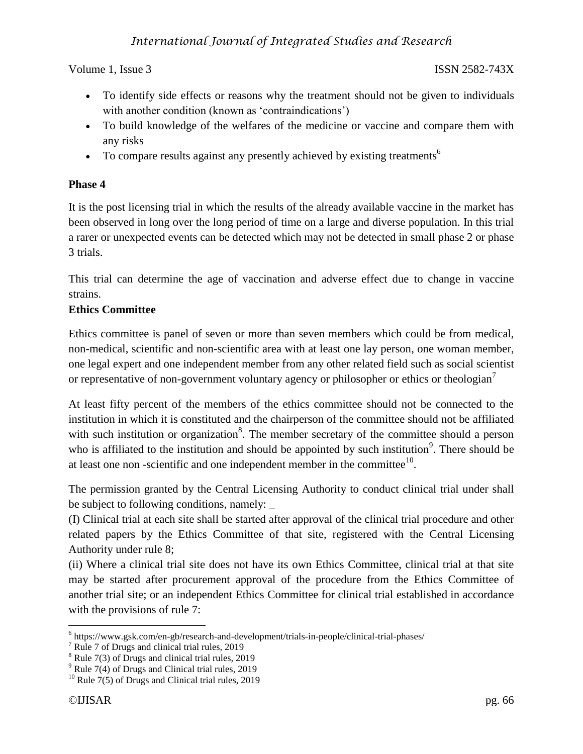- To identify side effects or reasons why the treatment should not be given to individuals with another condition (known as 'contraindications')
- To build knowledge of the welfares of the medicine or vaccine and compare them with any risks
- To compare results against any presently achieved by existing treatments[6]

**Phase 4**

It is the post licensing trial in which the results of the already available vaccine in the market has been observed in long over the long period of time on a large and diverse population. In this trial a rarer or unexpected events can be detected which may not be detected in small phase 2 or phase 3 trials.

This trial can determine the age of vaccination and adverse effect due to change in vaccine strains.

**Ethics Committee**

Ethics committee is panel of seven or more than seven members which could be from medical, non-medical, scientific and non-scientific area with at least one lay person, one woman member, one legal expert and one independent member from any other related field such as social scientist or representative of non-government voluntary agency or philosopher or ethics or theologian[7]

At least fifty percent of the members of the ethics committee should not be connected to the institution in which it is constituted and the chairperson of the committee should not be affiliated with such institution or organization[8]. The member secretary of the committee should a person who is affiliated to the institution and should be appointed by such institution[9]. There should be at least one non -scientific and one independent member in the committee[10].

The permission granted by the Central Licensing Authority to conduct clinical trial under shall be subject to following conditions, namely: _

(I) Clinical trial at each site shall be started after approval of the clinical trial procedure and other related papers by the Ethics Committee of that site, registered with the Central Licensing Authority under rule 8;

(ii) Where a clinical trial site does not have its own Ethics Committee, clinical trial at that site may be started after procurement approval of the procedure from the Ethics Committee of another trial site; or an independent Ethics Committee for clinical trial established in accordance with the provisions of rule 7:

---

[6] https://www.gsk.com/en-gb/research-and-development/trials-in-people/clinical-trial-phases/

[7] Rule 7 of Drugs and clinical trial rules, 2019

[8] Rule 7(3) of Drugs and clinical trial rules, 2019

[9] Rule 7(4) of Drugs and Clinical trial rules, 2019

[10] Rule 7(5) of Drugs and Clinical trial rules, 2019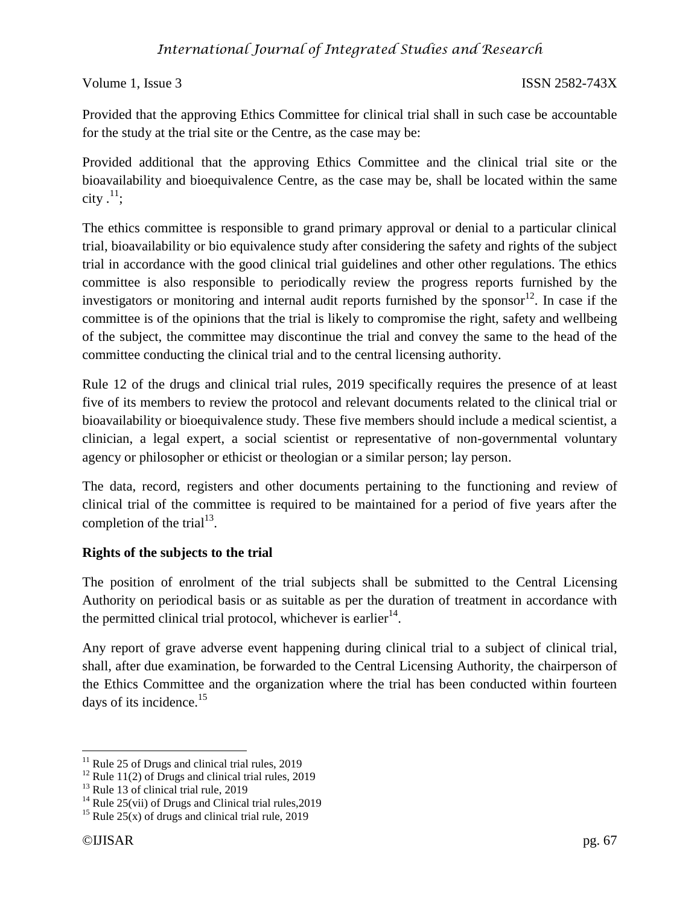Provided that the approving Ethics Committee for clinical trial shall in such case be accountable for the study at the trial site or the Centre, as the case may be:

Provided additional that the approving Ethics Committee and the clinical trial site or the bioavailability and bioequivalence Centre, as the case may be, shall be located within the same city .[11];

The ethics committee is responsible to grand primary approval or denial to a particular clinical trial, bioavailability or bio equivalence study after considering the safety and rights of the subject trial in accordance with the good clinical trial guidelines and other other regulations. The ethics committee is also responsible to periodically review the progress reports furnished by the investigators or monitoring and internal audit reports furnished by the sponsor[12]. In case if the committee is of the opinions that the trial is likely to compromise the right, safety and wellbeing of the subject, the committee may discontinue the trial and convey the same to the head of the committee conducting the clinical trial and to the central licensing authority.

Rule 12 of the drugs and clinical trial rules, 2019 specifically requires the presence of at least five of its members to review the protocol and relevant documents related to the clinical trial or bioavailability or bioequivalence study. These five members should include a medical scientist, a clinician, a legal expert, a social scientist or representative of non-governmental voluntary agency or philosopher or ethicist or theologian or a similar person; lay person.

The data, record, registers and other documents pertaining to the functioning and review of clinical trial of the committee is required to be maintained for a period of five years after the completion of the trial[13].

**Rights of the subjects to the trial**

The position of enrolment of the trial subjects shall be submitted to the Central Licensing Authority on periodical basis or as suitable as per the duration of treatment in accordance with the permitted clinical trial protocol, whichever is earlier[14].

Any report of grave adverse event happening during clinical trial to a subject of clinical trial, shall, after due examination, be forwarded to the Central Licensing Authority, the chairperson of the Ethics Committee and the organization where the trial has been conducted within fourteen days of its incidence.[15]

---

[11] Rule 25 of Drugs and clinical trial rules, 2019

[12] Rule 11(2) of Drugs and clinical trial rules, 2019

[13] Rule 13 of clinical trial rule, 2019

[14] Rule 25(vii) of Drugs and Clinical trial rules,2019

[15] Rule 25(x) of drugs and clinical trial rule, 2019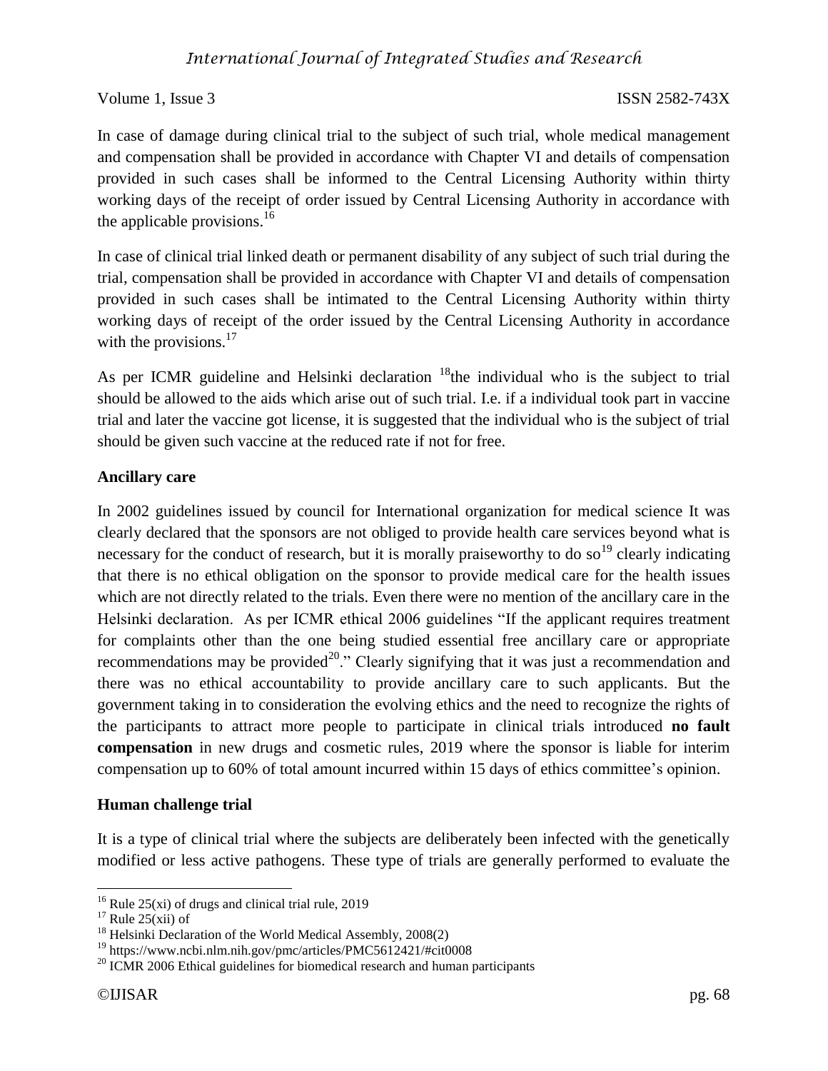In case of damage during clinical trial to the subject of such trial, whole medical management and compensation shall be provided in accordance with Chapter VI and details of compensation provided in such cases shall be informed to the Central Licensing Authority within thirty working days of the receipt of order issued by Central Licensing Authority in accordance with the applicable provisions.[16]

In case of clinical trial linked death or permanent disability of any subject of such trial during the trial, compensation shall be provided in accordance with Chapter VI and details of compensation provided in such cases shall be intimated to the Central Licensing Authority within thirty working days of receipt of the order issued by the Central Licensing Authority in accordance with the provisions.[17]

As per ICMR guideline and Helsinki declaration [18]the individual who is the subject to trial should be allowed to the aids which arise out of such trial. I.e. if a individual took part in vaccine trial and later the vaccine got license, it is suggested that the individual who is the subject of trial should be given such vaccine at the reduced rate if not for free.

**Ancillary care**

In 2002 guidelines issued by council for International organization for medical science It was clearly declared that the sponsors are not obliged to provide health care services beyond what is necessary for the conduct of research, but it is morally praiseworthy to do so[19] clearly indicating that there is no ethical obligation on the sponsor to provide medical care for the health issues which are not directly related to the trials. Even there were no mention of the ancillary care in the Helsinki declaration. As per ICMR ethical 2006 guidelines "If the applicant requires treatment for complaints other than the one being studied essential free ancillary care or appropriate recommendations may be provided[20]." Clearly signifying that it was just a recommendation and there was no ethical accountability to provide ancillary care to such applicants. But the government taking in to consideration the evolving ethics and the need to recognize the rights of the participants to attract more people to participate in clinical trials introduced **no fault compensation** in new drugs and cosmetic rules, 2019 where the sponsor is liable for interim compensation up to 60% of total amount incurred within 15 days of ethics committee's opinion.

**Human challenge trial**

It is a type of clinical trial where the subjects are deliberately been infected with the genetically modified or less active pathogens. These type of trials are generally performed to evaluate the

---

[16] Rule 25(xi) of drugs and clinical trial rule, 2019

[17] Rule 25(xii) of

[18] Helsinki Declaration of the World Medical Assembly, 2008(2)

[19] https://www.ncbi.nlm.nih.gov/pmc/articles/PMC5612421/#cit0008

[20] ICMR 2006 Ethical guidelines for biomedical research and human participants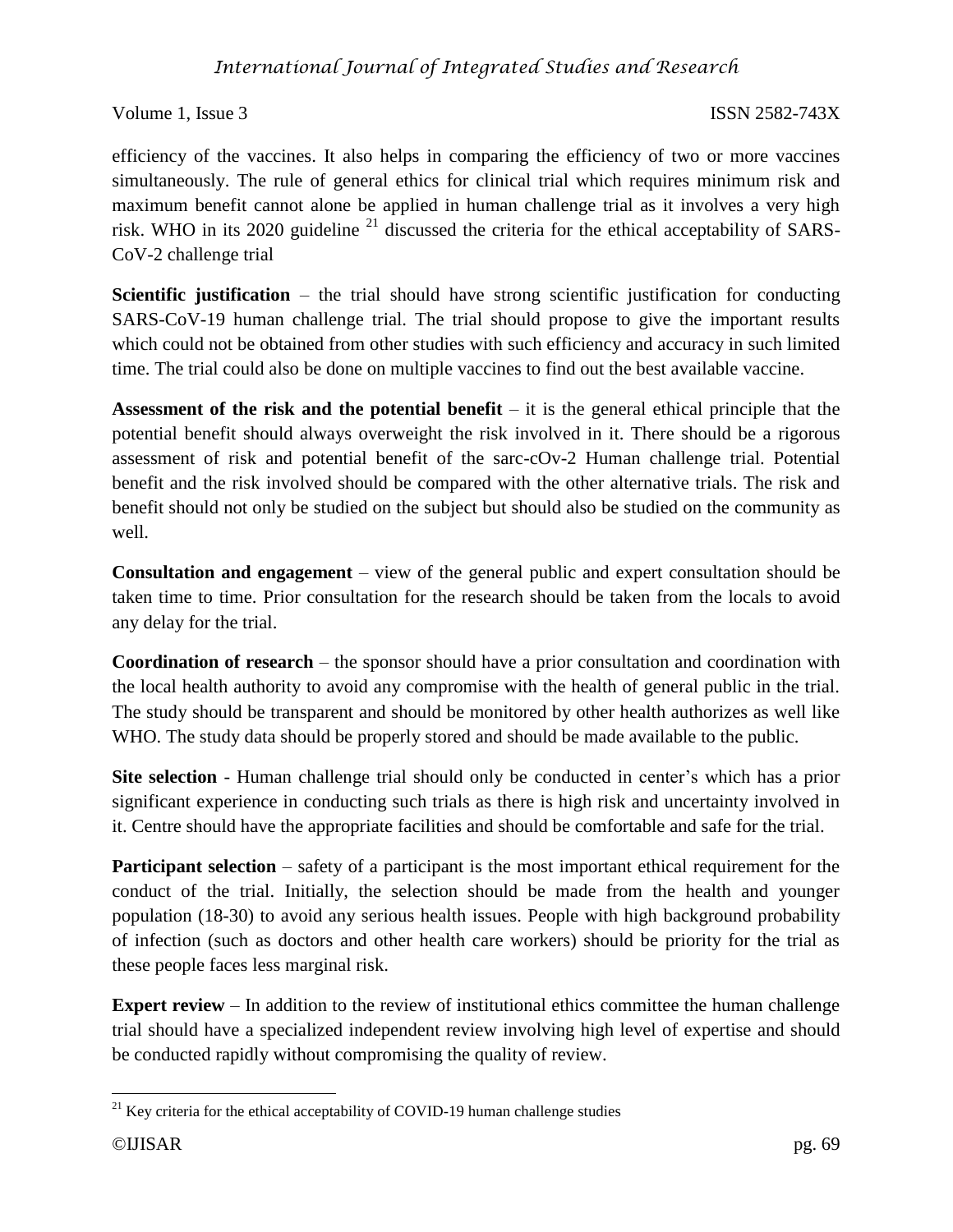efficiency of the vaccines. It also helps in comparing the efficiency of two or more vaccines simultaneously. The rule of general ethics for clinical trial which requires minimum risk and maximum benefit cannot alone be applied in human challenge trial as it involves a very high risk. WHO in its 2020 guideline [21] discussed the criteria for the ethical acceptability of SARS-CoV-2 challenge trial

**Scientific justification** – the trial should have strong scientific justification for conducting SARS-CoV-19 human challenge trial. The trial should propose to give the important results which could not be obtained from other studies with such efficiency and accuracy in such limited time. The trial could also be done on multiple vaccines to find out the best available vaccine.

**Assessment of the risk and the potential benefit** – it is the general ethical principle that the potential benefit should always overweight the risk involved in it. There should be a rigorous assessment of risk and potential benefit of the sarc-cOv-2 Human challenge trial. Potential benefit and the risk involved should be compared with the other alternative trials. The risk and benefit should not only be studied on the subject but should also be studied on the community as well.

**Consultation and engagement** – view of the general public and expert consultation should be taken time to time. Prior consultation for the research should be taken from the locals to avoid any delay for the trial.

**Coordination of research** – the sponsor should have a prior consultation and coordination with the local health authority to avoid any compromise with the health of general public in the trial. The study should be transparent and should be monitored by other health authorizes as well like WHO. The study data should be properly stored and should be made available to the public.

**Site selection** - Human challenge trial should only be conducted in center's which has a prior significant experience in conducting such trials as there is high risk and uncertainty involved in it. Centre should have the appropriate facilities and should be comfortable and safe for the trial.

**Participant selection** – safety of a participant is the most important ethical requirement for the conduct of the trial. Initially, the selection should be made from the health and younger population (18-30) to avoid any serious health issues. People with high background probability of infection (such as doctors and other health care workers) should be priority for the trial as these people faces less marginal risk.

**Expert review** – In addition to the review of institutional ethics committee the human challenge trial should have a specialized independent review involving high level of expertise and should be conducted rapidly without compromising the quality of review.

[21] Key criteria for the ethical acceptability of COVID-19 human challenge studies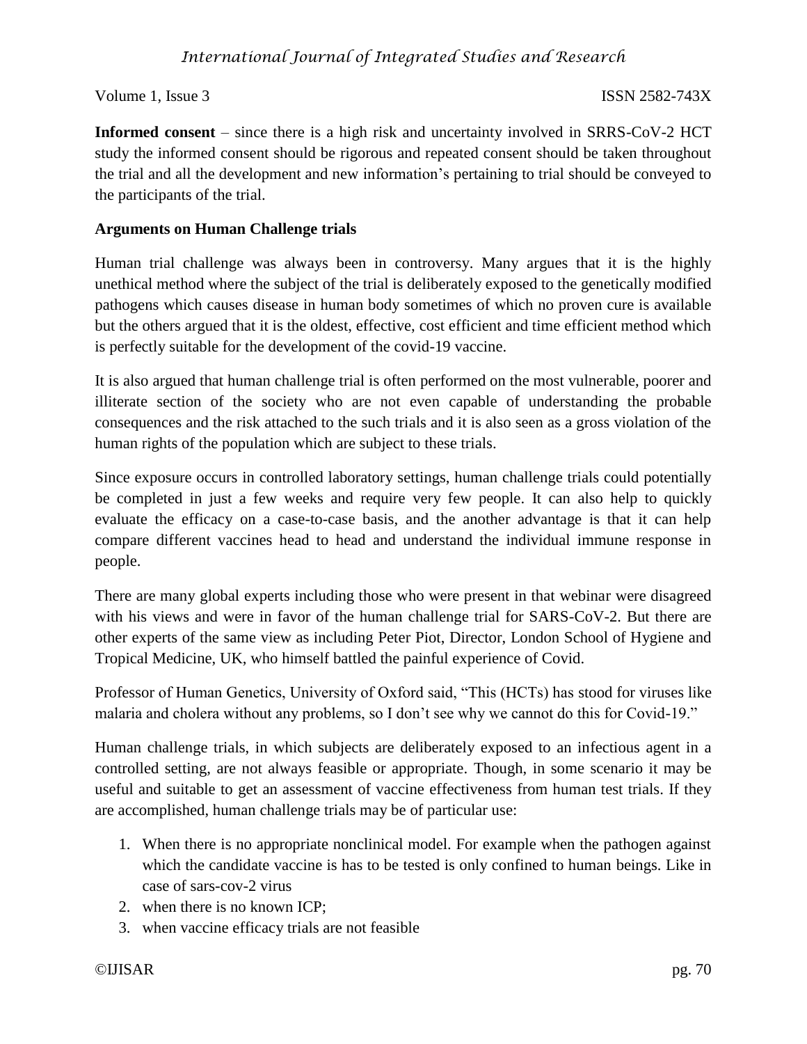**Informed consent** – since there is a high risk and uncertainty involved in SRRS-CoV-2 HCT study the informed consent should be rigorous and repeated consent should be taken throughout the trial and all the development and new information's pertaining to trial should be conveyed to the participants of the trial.

**Arguments on Human Challenge trials**

Human trial challenge was always been in controversy. Many argues that it is the highly unethical method where the subject of the trial is deliberately exposed to the genetically modified pathogens which causes disease in human body sometimes of which no proven cure is available but the others argued that it is the oldest, effective, cost efficient and time efficient method which is perfectly suitable for the development of the covid-19 vaccine.

It is also argued that human challenge trial is often performed on the most vulnerable, poorer and illiterate section of the society who are not even capable of understanding the probable consequences and the risk attached to the such trials and it is also seen as a gross violation of the human rights of the population which are subject to these trials.

Since exposure occurs in controlled laboratory settings, human challenge trials could potentially be completed in just a few weeks and require very few people. It can also help to quickly evaluate the efficacy on a case-to-case basis, and the another advantage is that it can help compare different vaccines head to head and understand the individual immune response in people.

There are many global experts including those who were present in that webinar were disagreed with his views and were in favor of the human challenge trial for SARS-CoV-2. But there are other experts of the same view as including Peter Piot, Director, London School of Hygiene and Tropical Medicine, UK, who himself battled the painful experience of Covid.

Professor of Human Genetics, University of Oxford said, "This (HCTs) has stood for viruses like malaria and cholera without any problems, so I don't see why we cannot do this for Covid-19."

Human challenge trials, in which subjects are deliberately exposed to an infectious agent in a controlled setting, are not always feasible or appropriate. Though, in some scenario it may be useful and suitable to get an assessment of vaccine effectiveness from human test trials. If they are accomplished, human challenge trials may be of particular use:

1. When there is no appropriate nonclinical model. For example when the pathogen against which the candidate vaccine is has to be tested is only confined to human beings. Like in case of sars-cov-2 virus
2. when there is no known ICP;
3. when vaccine efficacy trials are not feasible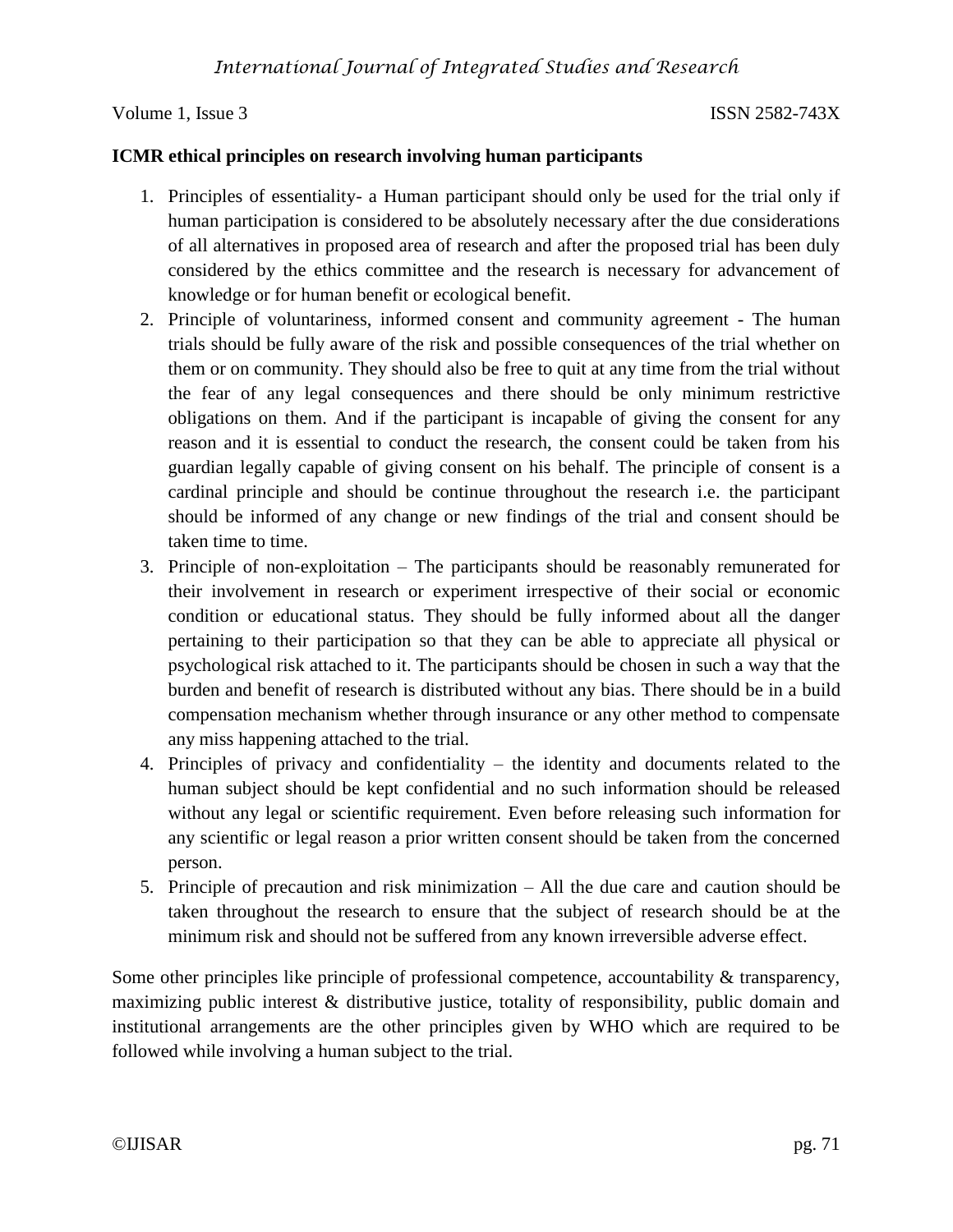**ICMR ethical principles on research involving human participants**

1. Principles of essentiality- a Human participant should only be used for the trial only if human participation is considered to be absolutely necessary after the due considerations of all alternatives in proposed area of research and after the proposed trial has been duly considered by the ethics committee and the research is necessary for advancement of knowledge or for human benefit or ecological benefit.
2. Principle of voluntariness, informed consent and community agreement - The human trials should be fully aware of the risk and possible consequences of the trial whether on them or on community. They should also be free to quit at any time from the trial without the fear of any legal consequences and there should be only minimum restrictive obligations on them. And if the participant is incapable of giving the consent for any reason and it is essential to conduct the research, the consent could be taken from his guardian legally capable of giving consent on his behalf. The principle of consent is a cardinal principle and should be continue throughout the research i.e. the participant should be informed of any change or new findings of the trial and consent should be taken time to time.
3. Principle of non-exploitation – The participants should be reasonably remunerated for their involvement in research or experiment irrespective of their social or economic condition or educational status. They should be fully informed about all the danger pertaining to their participation so that they can be able to appreciate all physical or psychological risk attached to it. The participants should be chosen in such a way that the burden and benefit of research is distributed without any bias. There should be in a build compensation mechanism whether through insurance or any other method to compensate any miss happening attached to the trial.
4. Principles of privacy and confidentiality – the identity and documents related to the human subject should be kept confidential and no such information should be released without any legal or scientific requirement. Even before releasing such information for any scientific or legal reason a prior written consent should be taken from the concerned person.
5. Principle of precaution and risk minimization – All the due care and caution should be taken throughout the research to ensure that the subject of research should be at the minimum risk and should not be suffered from any known irreversible adverse effect.

Some other principles like principle of professional competence, accountability & transparency, maximizing public interest & distributive justice, totality of responsibility, public domain and institutional arrangements are the other principles given by WHO which are required to be followed while involving a human subject to the trial.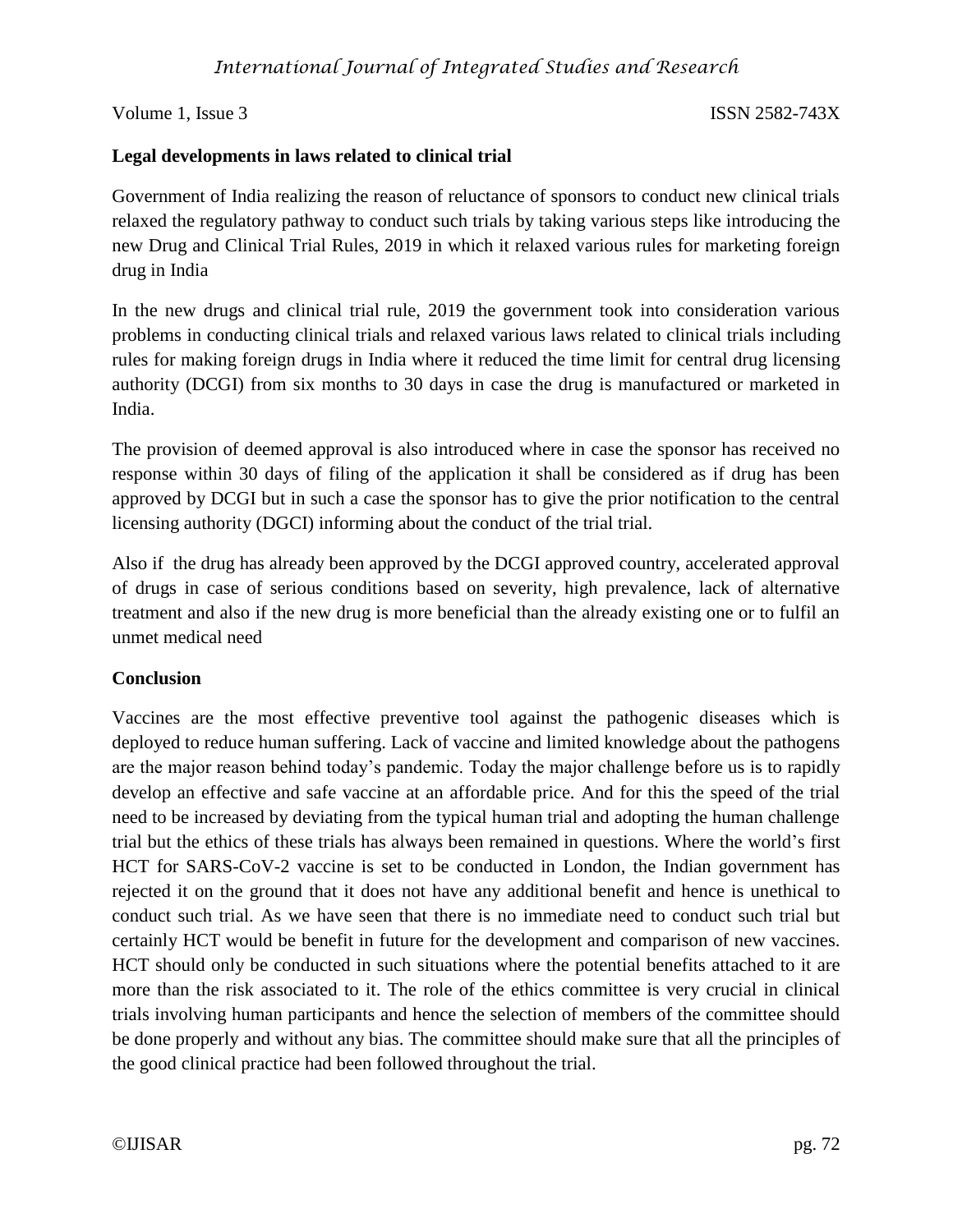**Legal developments in laws related to clinical trial**

Government of India realizing the reason of reluctance of sponsors to conduct new clinical trials relaxed the regulatory pathway to conduct such trials by taking various steps like introducing the new Drug and Clinical Trial Rules, 2019 in which it relaxed various rules for marketing foreign drug in India

In the new drugs and clinical trial rule, 2019 the government took into consideration various problems in conducting clinical trials and relaxed various laws related to clinical trials including rules for making foreign drugs in India where it reduced the time limit for central drug licensing authority (DCGI) from six months to 30 days in case the drug is manufactured or marketed in India.

The provision of deemed approval is also introduced where in case the sponsor has received no response within 30 days of filing of the application it shall be considered as if drug has been approved by DCGI but in such a case the sponsor has to give the prior notification to the central licensing authority (DGCI) informing about the conduct of the trial trial.

Also if the drug has already been approved by the DCGI approved country, accelerated approval of drugs in case of serious conditions based on severity, high prevalence, lack of alternative treatment and also if the new drug is more beneficial than the already existing one or to fulfil an unmet medical need

**Conclusion**

Vaccines are the most effective preventive tool against the pathogenic diseases which is deployed to reduce human suffering. Lack of vaccine and limited knowledge about the pathogens are the major reason behind today's pandemic. Today the major challenge before us is to rapidly develop an effective and safe vaccine at an affordable price. And for this the speed of the trial need to be increased by deviating from the typical human trial and adopting the human challenge trial but the ethics of these trials has always been remained in questions. Where the world's first HCT for SARS-CoV-2 vaccine is set to be conducted in London, the Indian government has rejected it on the ground that it does not have any additional benefit and hence is unethical to conduct such trial. As we have seen that there is no immediate need to conduct such trial but certainly HCT would be benefit in future for the development and comparison of new vaccines. HCT should only be conducted in such situations where the potential benefits attached to it are more than the risk associated to it. The role of the ethics committee is very crucial in clinical trials involving human participants and hence the selection of members of the committee should be done properly and without any bias. The committee should make sure that all the principles of the good clinical practice had been followed throughout the trial.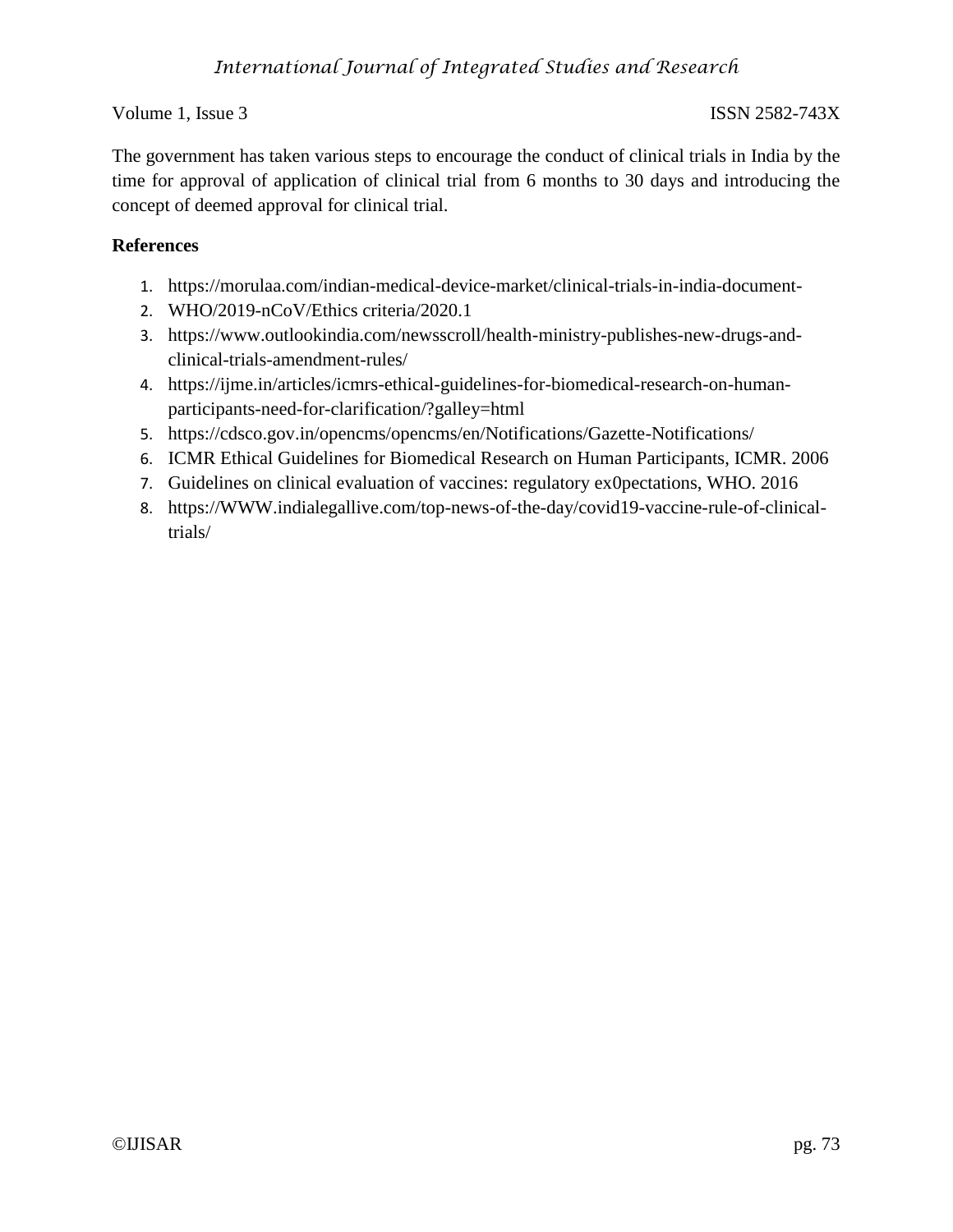The government has taken various steps to encourage the conduct of clinical trials in India by the time for approval of application of clinical trial from 6 months to 30 days and introducing the concept of deemed approval for clinical trial.

**References**

1. https://morulaa.com/indian-medical-device-market/clinical-trials-in-india-document-
2. WHO/2019-nCoV/Ethics criteria/2020.1
3. https://www.outlookindia.com/newsscroll/health-ministry-publishes-new-drugs-and-clinical-trials-amendment-rules/
4. https://ijme.in/articles/icmrs-ethical-guidelines-for-biomedical-research-on-human-participants-need-for-clarification/?galley=html
5. https://cdsco.gov.in/opencms/opencms/en/Notifications/Gazette-Notifications/
6. ICMR Ethical Guidelines for Biomedical Research on Human Participants, ICMR. 2006
7. Guidelines on clinical evaluation of vaccines: regulatory ex0pectations, WHO. 2016
8. https://WWW.indialegallive.com/top-news-of-the-day/covid19-vaccine-rule-of-clinical-trials/